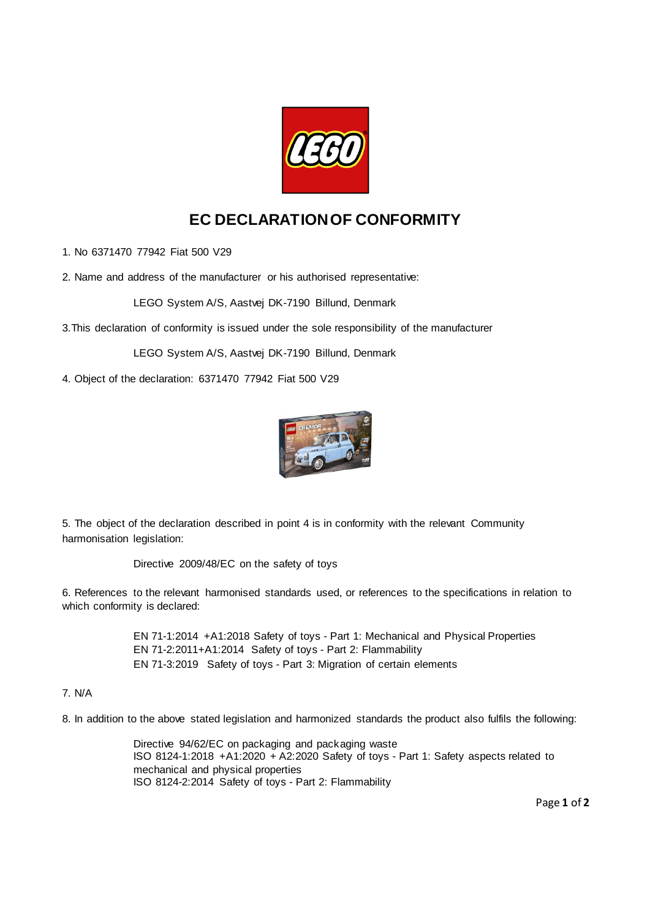# EC DECLARATION OF CONFORMITY

1. No 6371470 77942 Fiat 500 V29

2. Name and address of the manufacturer or his authorised representative:

   LEGO System A/S, Aastvej DK-7190 Billund, Denmark

3. This declaration of conformity is issued under the sole responsibility of the manufacturer

   LEGO System A/S, Aastvej DK-7190 Billund, Denmark

4. Object of the declaration: 6371470 77942 Fiat 500 V29

5. The object of the declaration described in point 4 is in conformity with the relevant Community harmonisation legislation:

   Directive 2009/48/EC on the safety of toys

6. References to the relevant harmonised standards used, or references to the specifications in relation to which conformity is declared:

   EN 71-1:2014 +A1:2018 Safety of toys - Part 1: Mechanical and Physical Properties
   EN 71-2:2011+A1:2014 Safety of toys - Part 2: Flammability
   EN 71-3:2019 Safety of toys - Part 3: Migration of certain elements

7. N/A

8. In addition to the above stated legislation and harmonized standards the product also fulfils the following:

   Directive 94/62/EC on packaging and packaging waste
   ISO 8124-1:2018 +A1:2020 + A2:2020 Safety of toys - Part 1: Safety aspects related to mechanical and physical properties
   ISO 8124-2:2014 Safety of toys - Part 2: Flammability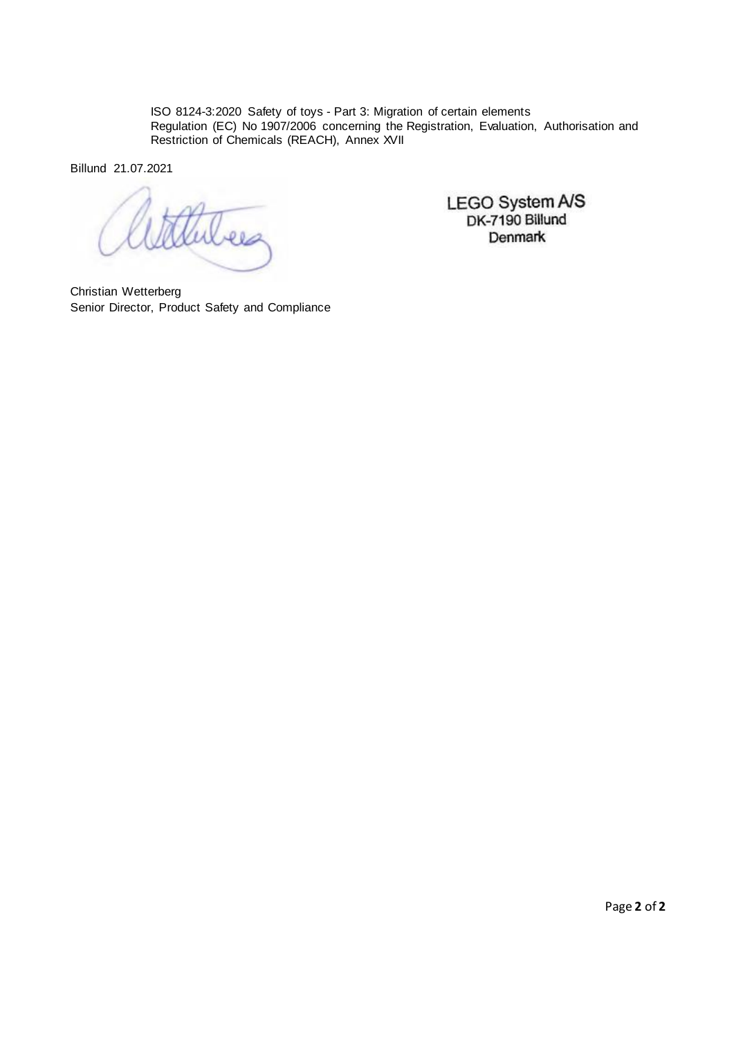ISO 8124-3:2020 Safety of toys - Part 3: Migration of certain elements
Regulation (EC) No 1907/2006 concerning the Registration, Evaluation, Authorisation and Restriction of Chemicals (REACH), Annex XVII

Billund 21.07.2021

LEGO System A/S
DK-7190 Billund
Denmark

Christian Wetterberg
Senior Director, Product Safety and Compliance